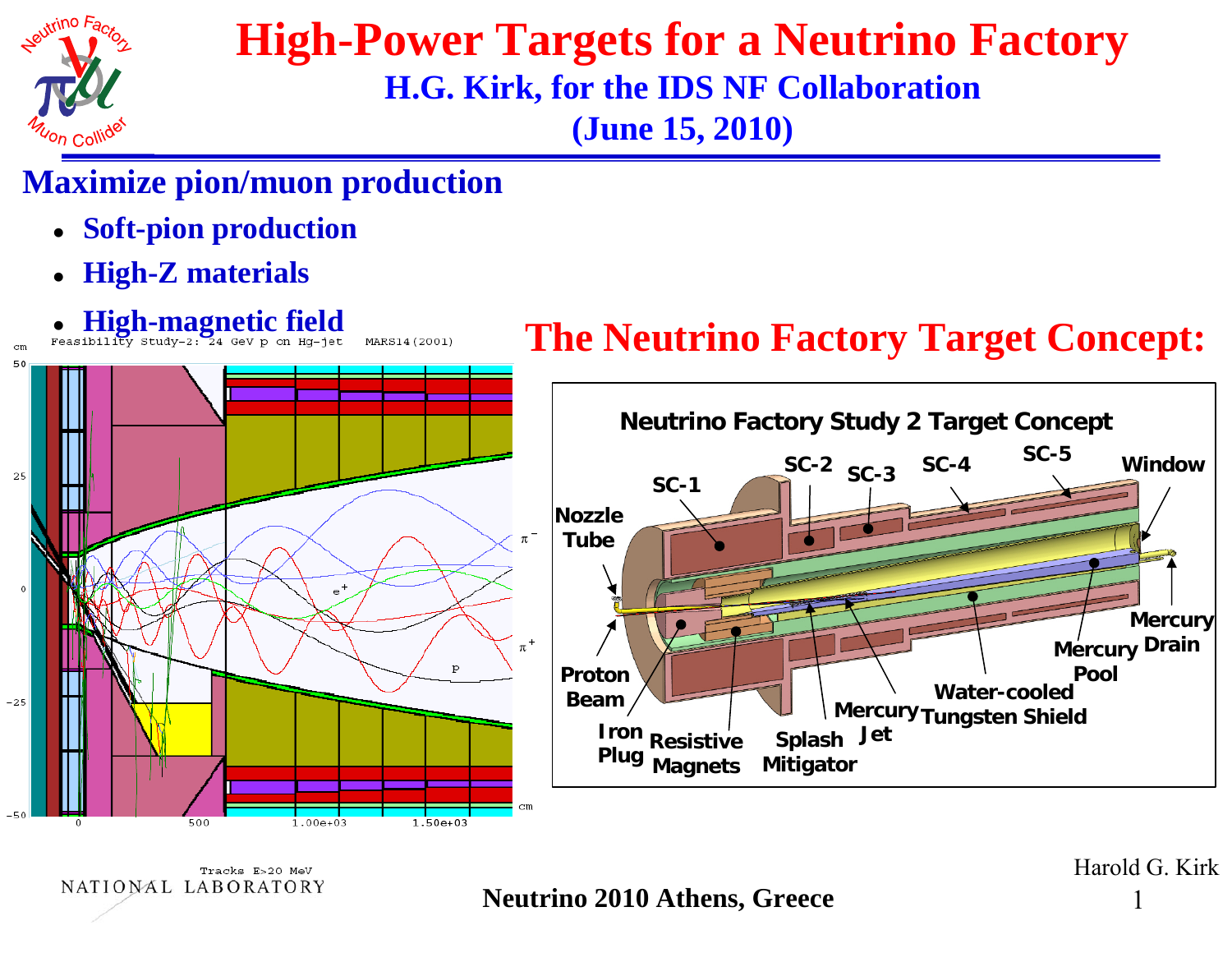# High-Power Targets for a Neutrino Factory

### H.G. Kirk, for the IDS NF Collaboration

### (June 15, 2010)

## Maximize pion/muon production

- **Soft-pion production**
- **High-Z materials**
- **High-magnetic field**

## The Neutrino Factory Target Concept:

**Neutrino Factory Study 2 Target Concept**

Nozzle Tube, Proton Beam, Iron Plug, Resistive Magnets, Splash Mitigator, Mercury Jet, Water-cooled Tungsten Shield, Mercury Pool, Mercury Drain, Window, SC-1, SC-2, SC-3, SC-4, SC-5

Feasibility Study-2: 24 GeV p on Hg-jet MARS14(2001)

Tracks E>20 MeV

**Neutrino 2010 Athens, Greece**

Harold G. Kirk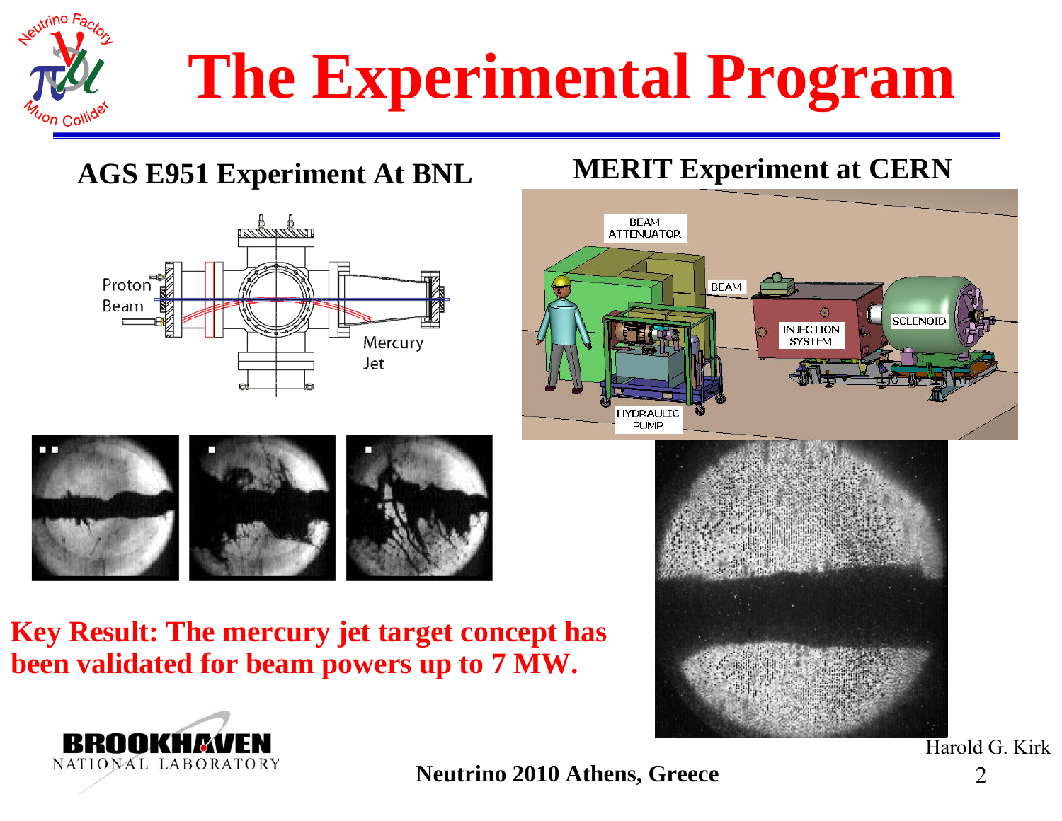# The Experimental Program

## AGS E951 Experiment At BNL

Proton Beam

Mercury Jet

## MERIT Experiment at CERN

BEAM ATTENUATOR

BEAM

INJECTION SYSTEM

SOLENOID

HYDRAULIC PUMP

**Key Result: The mercury jet target concept has been validated for beam powers up to 7 MW.**

Harold G. Kirk

**Neutrino 2010 Athens, Greece**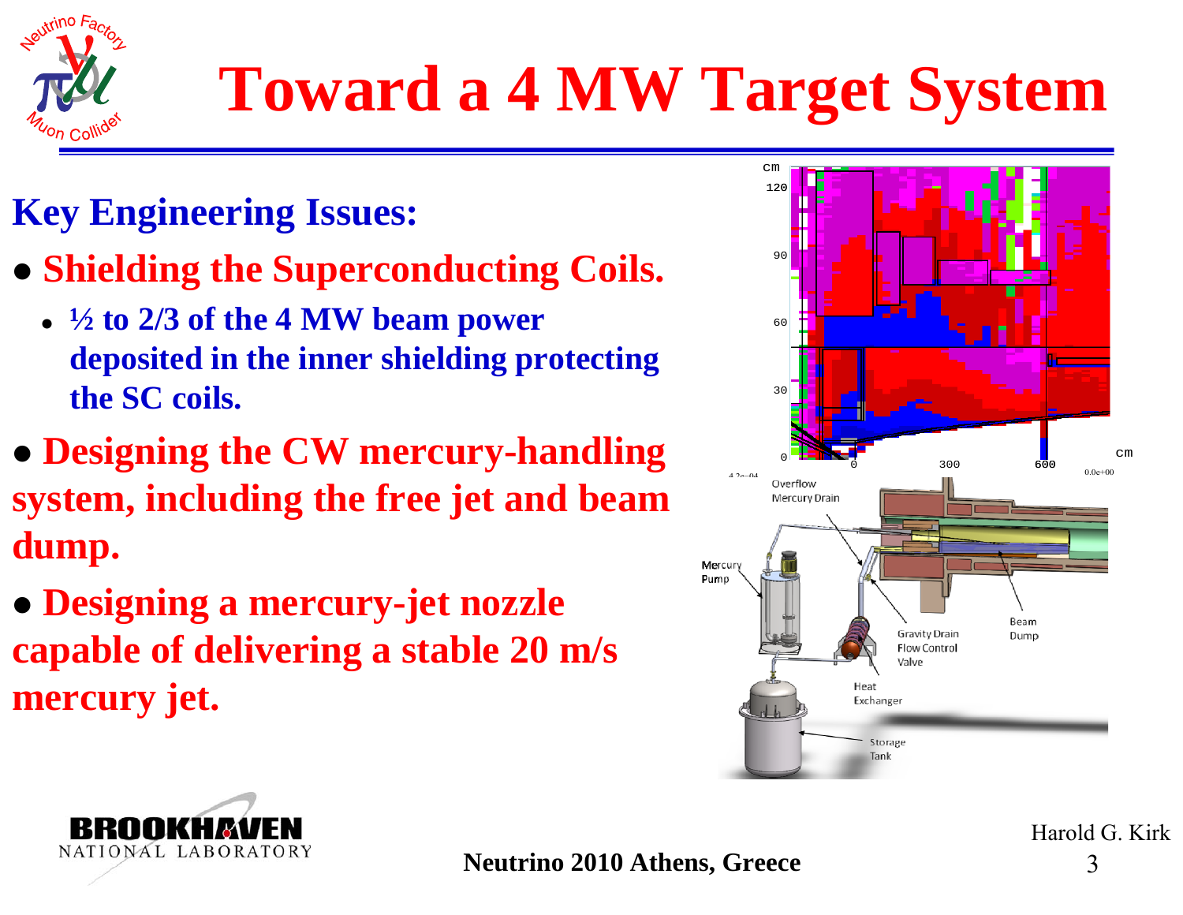# Toward a 4 MW Target System

**Key Engineering Issues:**

- **Shielding the Superconducting Coils.**
  - **½ to 2/3 of the 4 MW beam power deposited in the inner shielding protecting the SC coils.**
- **Designing the CW mercury-handling system, including the free jet and beam dump.**
- **Designing a mercury-jet nozzle capable of delivering a stable 20 m/s mercury jet.**

cm
120
90
60
30
0
0
300
600
cm

Overflow Mercury Drain
Mercury Pump
Gravity Drain Flow Control Valve
Beam Dump
Heat Exchanger
Storage Tank

Harold G. Kirk

Neutrino 2010 Athens, Greece